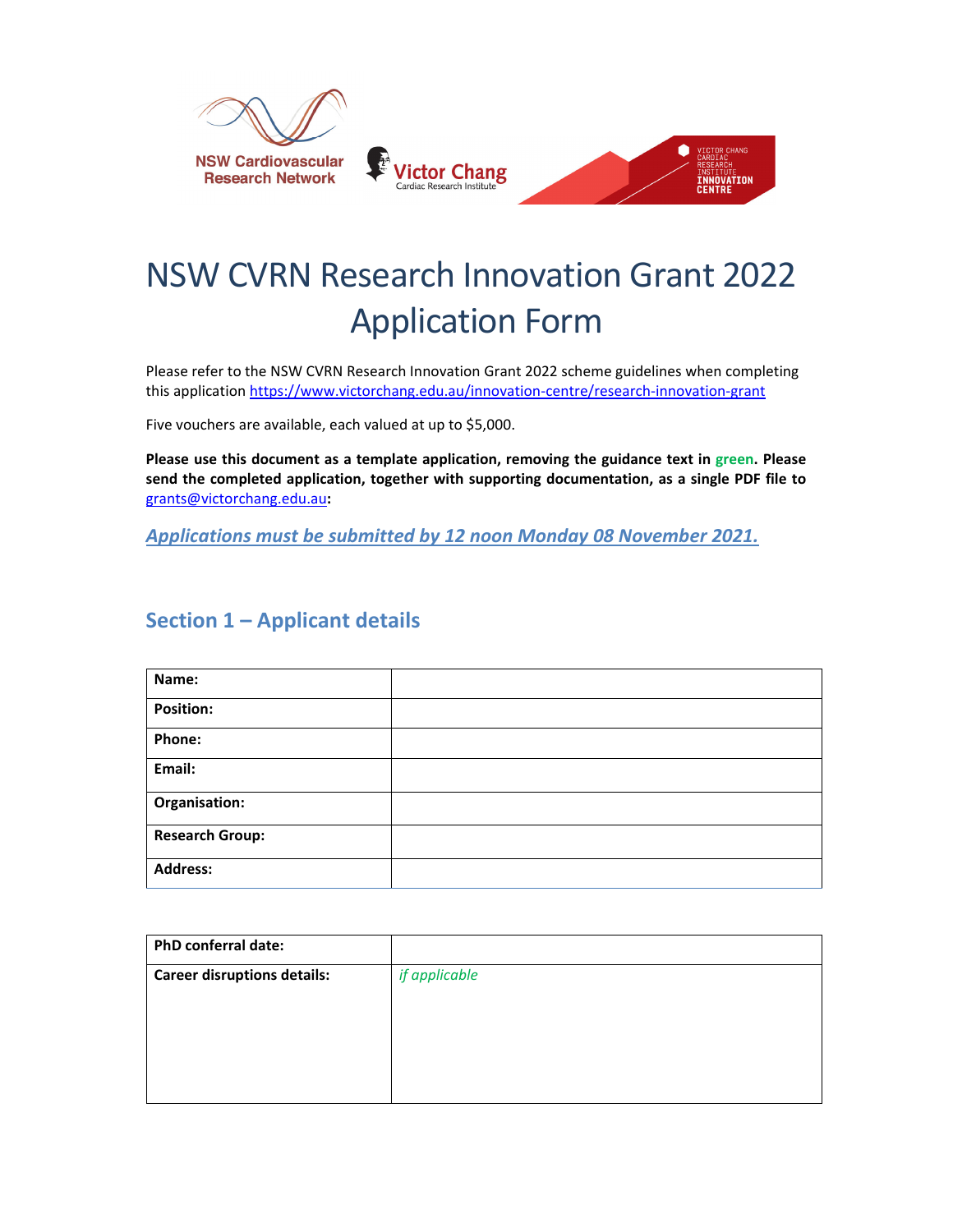# NSW CVRN Research Innovation Grant 2022 Application Form

Please refer to the NSW CVRN Research Innovation Grant 2022 scheme guidelines when completing this application https://www.victorchang.edu.au/innovation-centre/research-innovation-grant

Five vouchers are available, each valued at up to $5,000.

**Please use this document as a template application, removing the guidance text in green. Please send the completed application, together with supporting documentation, as a single PDF file to grants@victorchang.edu.au:**

***Applications must be submitted by 12 noon Monday 08 November 2021.***

## Section 1 – Applicant details

| | |
|---|---|
| **Name:** | |
| **Position:** | |
| **Phone:** | |
| **Email:** | |
| **Organisation:** | |
| **Research Group:** | |
| **Address:** | |

| | |
|---|---|
| **PhD conferral date:** | |
| **Career disruptions details:** | *if applicable* |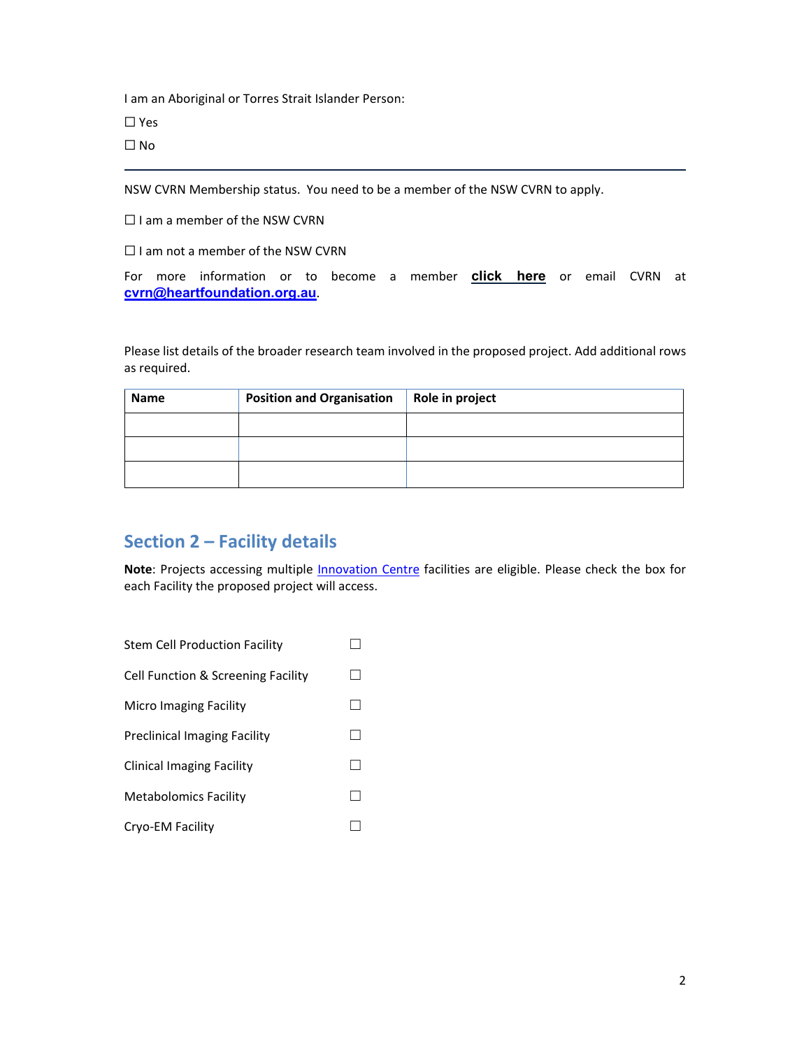I am an Aboriginal or Torres Strait Islander Person:

☐ Yes

☐ No

---

NSW CVRN Membership status. You need to be a member of the NSW CVRN to apply.

☐ I am a member of the NSW CVRN

☐ I am not a member of the NSW CVRN

For more information or to become a member **click here** or email CVRN at **cvrn@heartfoundation.org.au**.

Please list details of the broader research team involved in the proposed project. Add additional rows as required.

| Name | Position and Organisation | Role in project |
|---|---|---|
| | | |
| | | |
| | | |

## Section 2 – Facility details

**Note**: Projects accessing multiple Innovation Centre facilities are eligible. Please check the box for each Facility the proposed project will access.

Stem Cell Production Facility ☐

Cell Function & Screening Facility ☐

Micro Imaging Facility ☐

Preclinical Imaging Facility ☐

Clinical Imaging Facility ☐

Metabolomics Facility ☐

Cryo-EM Facility ☐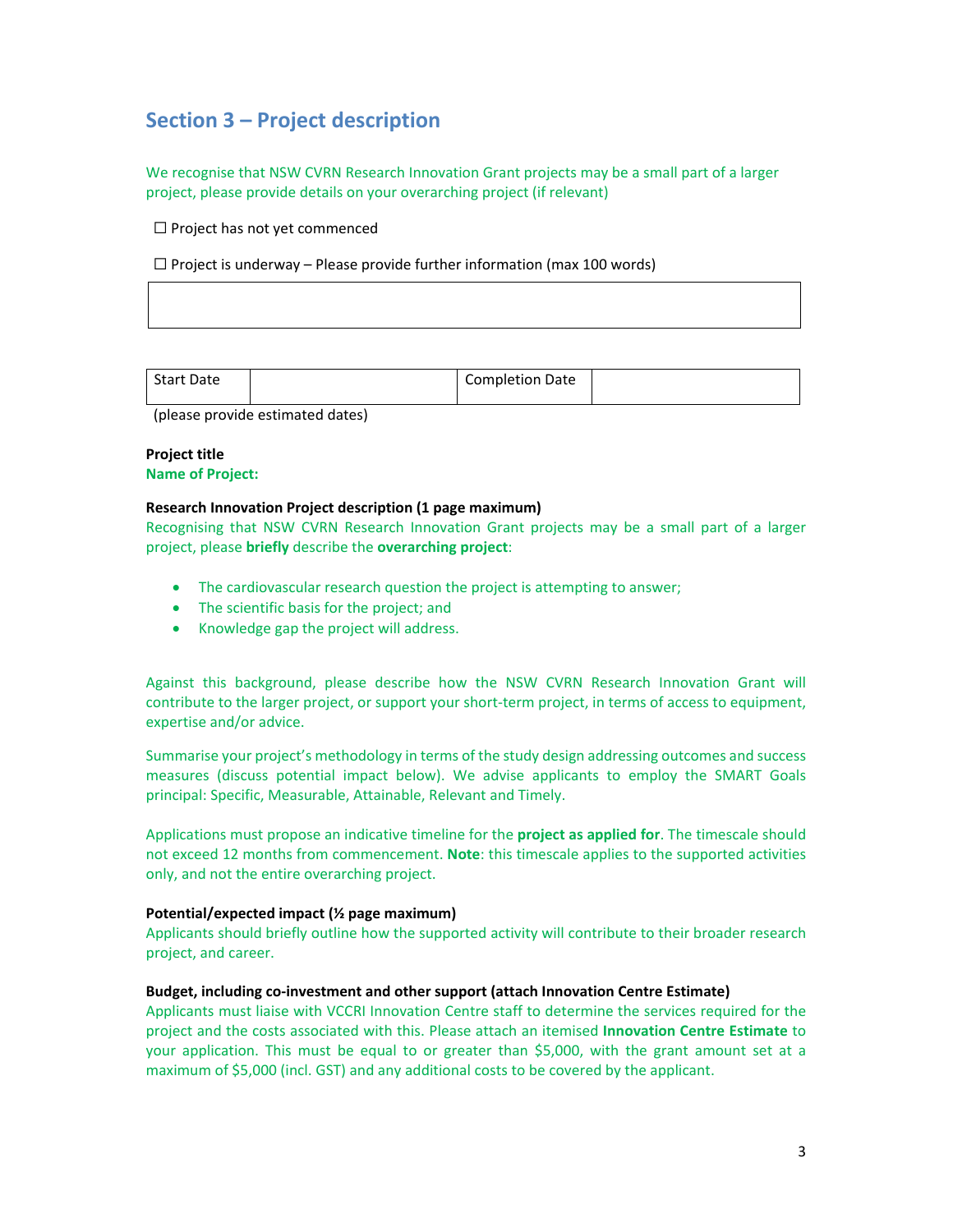## Section 3 – Project description

We recognise that NSW CVRN Research Innovation Grant projects may be a small part of a larger project, please provide details on your overarching project (if relevant)

☐ Project has not yet commenced

☐ Project is underway – Please provide further information (max 100 words)

| |
|---|
| |

| Start Date | | Completion Date | |
|---|---|---|---|

(please provide estimated dates)

**Project title**
**Name of Project:**

**Research Innovation Project description (1 page maximum)**
Recognising that NSW CVRN Research Innovation Grant projects may be a small part of a larger project, please **briefly** describe the **overarching project**:

- The cardiovascular research question the project is attempting to answer;
- The scientific basis for the project; and
- Knowledge gap the project will address.

Against this background, please describe how the NSW CVRN Research Innovation Grant will contribute to the larger project, or support your short-term project, in terms of access to equipment, expertise and/or advice.

Summarise your project's methodology in terms of the study design addressing outcomes and success measures (discuss potential impact below). We advise applicants to employ the SMART Goals principal: Specific, Measurable, Attainable, Relevant and Timely.

Applications must propose an indicative timeline for the **project as applied for**. The timescale should not exceed 12 months from commencement. **Note**: this timescale applies to the supported activities only, and not the entire overarching project.

**Potential/expected impact (½ page maximum)**
Applicants should briefly outline how the supported activity will contribute to their broader research project, and career.

**Budget, including co-investment and other support (attach Innovation Centre Estimate)**
Applicants must liaise with VCCRI Innovation Centre staff to determine the services required for the project and the costs associated with this. Please attach an itemised **Innovation Centre Estimate** to your application. This must be equal to or greater than $5,000, with the grant amount set at a maximum of $5,000 (incl. GST) and any additional costs to be covered by the applicant.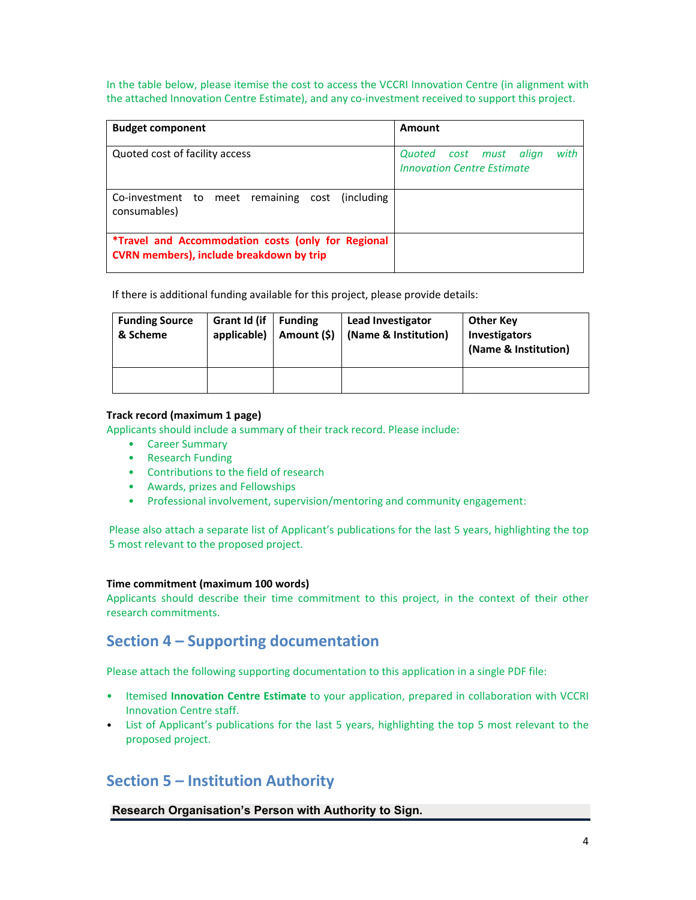In the table below, please itemise the cost to access the VCCRI Innovation Centre (in alignment with the attached Innovation Centre Estimate), and any co-investment received to support this project.

| Budget component | Amount |
|---|---|
| Quoted cost of facility access | *Quoted cost must align with Innovation Centre Estimate* |
| Co-investment to meet remaining cost (including consumables) | |
| **\*Travel and Accommodation costs (only for Regional CVRN members), include breakdown by trip** | |

If there is additional funding available for this project, please provide details:

| Funding Source & Scheme | Grant Id (if applicable) | Funding Amount ($) | Lead Investigator (Name & Institution) | Other Key Investigators (Name & Institution) |
|---|---|---|---|---|
| | | | | |

**Track record (maximum 1 page)**

Applicants should include a summary of their track record. Please include:

- Career Summary
- Research Funding
- Contributions to the field of research
- Awards, prizes and Fellowships
- Professional involvement, supervision/mentoring and community engagement:

Please also attach a separate list of Applicant's publications for the last 5 years, highlighting the top 5 most relevant to the proposed project.

**Time commitment (maximum 100 words)**

Applicants should describe their time commitment to this project, in the context of their other research commitments.

## Section 4 – Supporting documentation

Please attach the following supporting documentation to this application in a single PDF file:

- Itemised **Innovation Centre Estimate** to your application, prepared in collaboration with VCCRI Innovation Centre staff.
- List of Applicant's publications for the last 5 years, highlighting the top 5 most relevant to the proposed project.

## Section 5 – Institution Authority

**Research Organisation's Person with Authority to Sign.**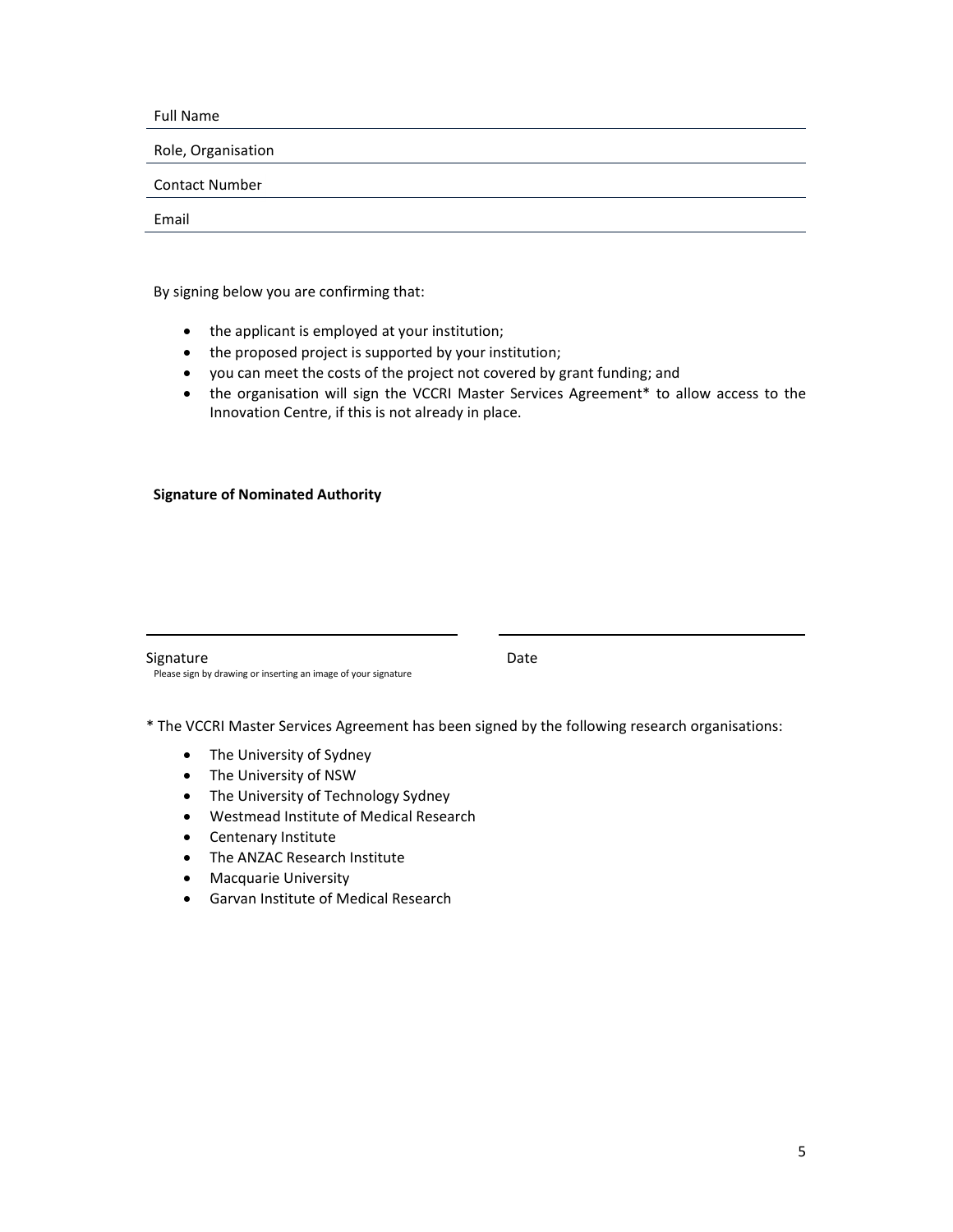Full Name

Role, Organisation

Contact Number

Email

By signing below you are confirming that:

- the applicant is employed at your institution;
- the proposed project is supported by your institution;
- you can meet the costs of the project not covered by grant funding; and
- the organisation will sign the VCCRI Master Services Agreement* to allow access to the Innovation Centre, if this is not already in place.

**Signature of Nominated Authority**

Signature
Please sign by drawing or inserting an image of your signature

Date

* The VCCRI Master Services Agreement has been signed by the following research organisations:

- The University of Sydney
- The University of NSW
- The University of Technology Sydney
- Westmead Institute of Medical Research
- Centenary Institute
- The ANZAC Research Institute
- Macquarie University
- Garvan Institute of Medical Research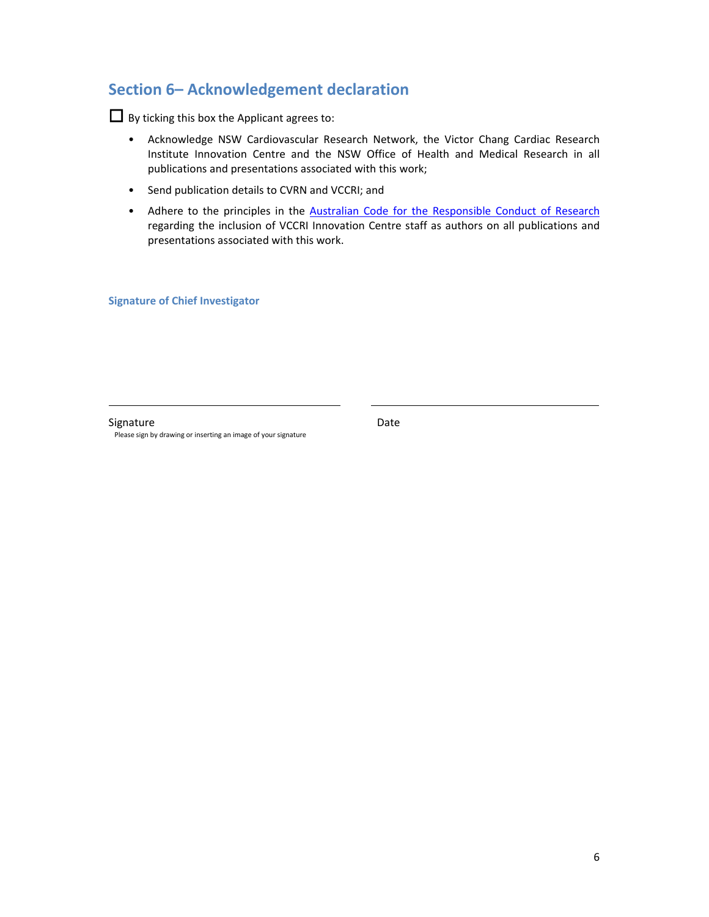## Section 6– Acknowledgement declaration

☐ By ticking this box the Applicant agrees to:

- Acknowledge NSW Cardiovascular Research Network, the Victor Chang Cardiac Research Institute Innovation Centre and the NSW Office of Health and Medical Research in all publications and presentations associated with this work;
- Send publication details to CVRN and VCCRI; and
- Adhere to the principles in the Australian Code for the Responsible Conduct of Research regarding the inclusion of VCCRI Innovation Centre staff as authors on all publications and presentations associated with this work.

**Signature of Chief Investigator**

Signature
Please sign by drawing or inserting an image of your signature

Date